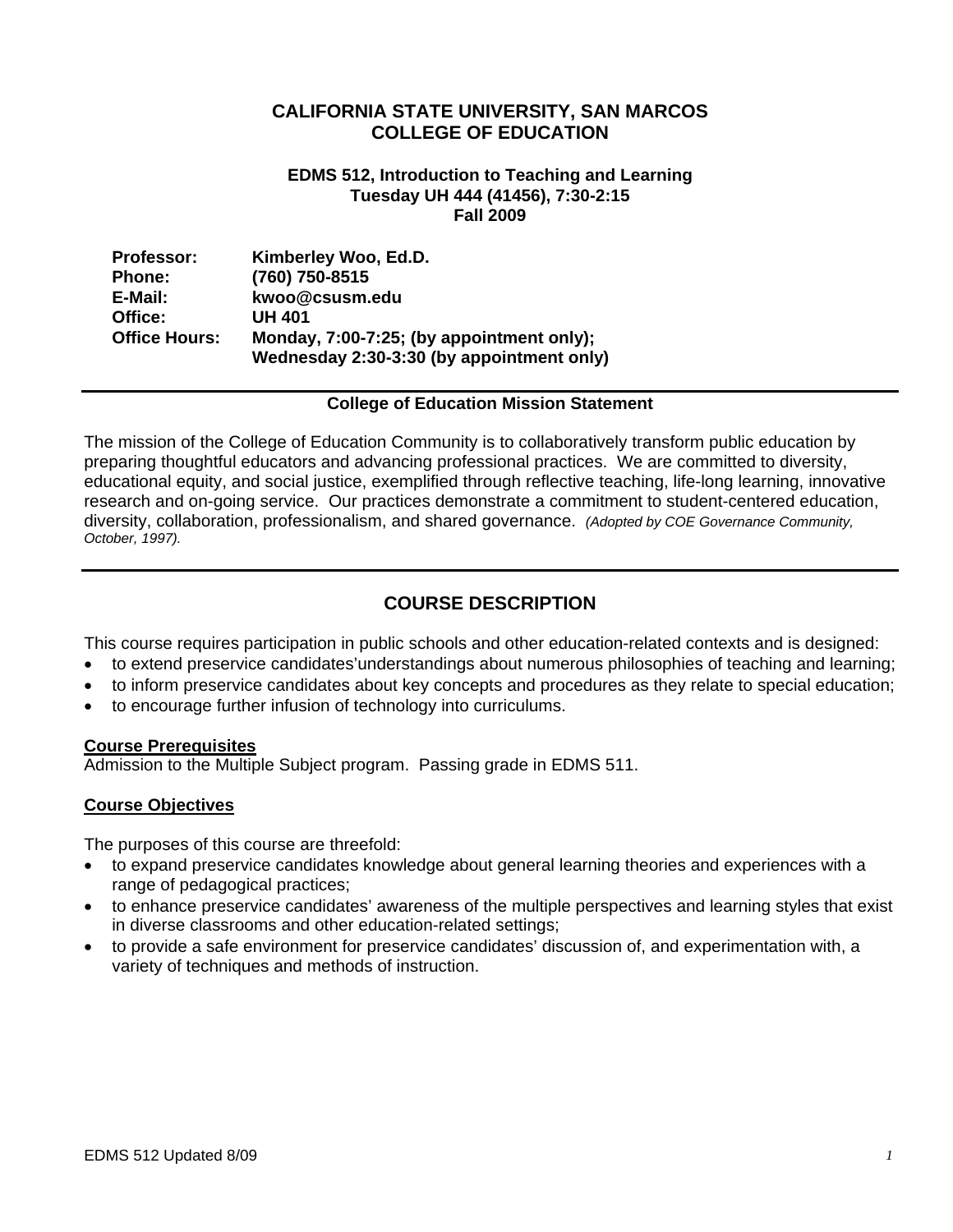# CALIFORNIA STATE UNIVERSITY, SAN MARCOS
# COLLEGE OF EDUCATION

**EDMS 512, Introduction to Teaching and Learning**
**Tuesday UH 444 (41456), 7:30-2:15**
**Fall 2009**

| | |
|---|---|
| **Professor:** | **Kimberley Woo, Ed.D.** |
| **Phone:** | **(760) 750-8515** |
| **E-Mail:** | **kwoo@csusm.edu** |
| **Office:** | **UH 401** |
| **Office Hours:** | **Monday, 7:00-7:25; (by appointment only);** **Wednesday 2:30-3:30 (by appointment only)** |

---

**College of Education Mission Statement**

The mission of the College of Education Community is to collaboratively transform public education by preparing thoughtful educators and advancing professional practices. We are committed to diversity, educational equity, and social justice, exemplified through reflective teaching, life-long learning, innovative research and on-going service. Our practices demonstrate a commitment to student-centered education, diversity, collaboration, professionalism, and shared governance. *(Adopted by COE Governance Community, October, 1997).*

---

## COURSE DESCRIPTION

This course requires participation in public schools and other education-related contexts and is designed:

- to extend preservice candidates'understandings about numerous philosophies of teaching and learning;
- to inform preservice candidates about key concepts and procedures as they relate to special education;
- to encourage further infusion of technology into curriculums.

**Course Prerequisites**

Admission to the Multiple Subject program. Passing grade in EDMS 511.

**Course Objectives**

The purposes of this course are threefold:

- to expand preservice candidates knowledge about general learning theories and experiences with a range of pedagogical practices;
- to enhance preservice candidates' awareness of the multiple perspectives and learning styles that exist in diverse classrooms and other education-related settings;
- to provide a safe environment for preservice candidates' discussion of, and experimentation with, a variety of techniques and methods of instruction.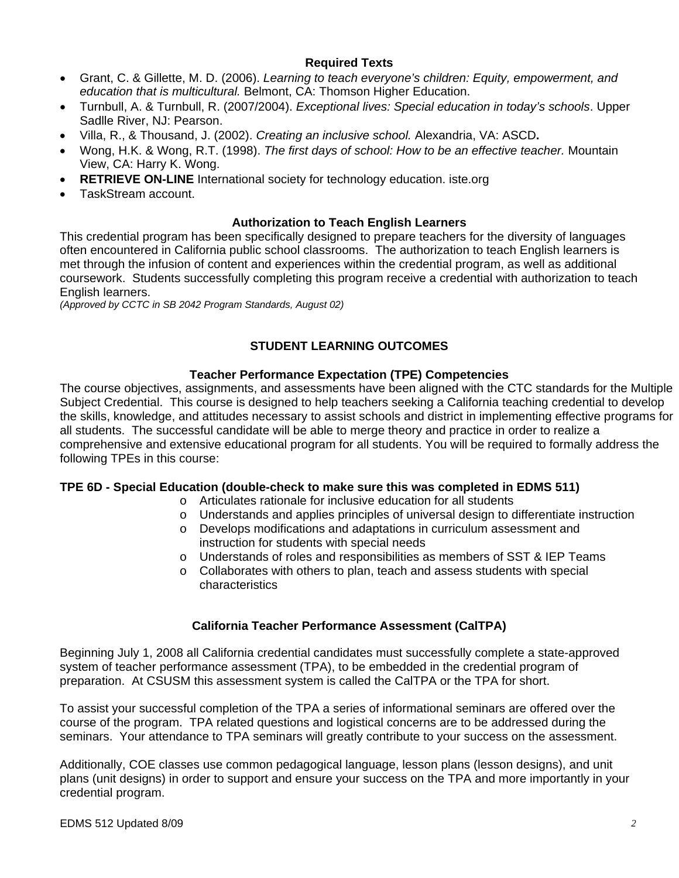## Required Texts

- Grant, C. & Gillette, M. D. (2006). *Learning to teach everyone's children: Equity, empowerment, and education that is multicultural.* Belmont, CA: Thomson Higher Education.
- Turnbull, A. & Turnbull, R. (2007/2004). *Exceptional lives: Special education in today's schools*. Upper Sadlle River, NJ: Pearson.
- Villa, R., & Thousand, J. (2002). *Creating an inclusive school.* Alexandria, VA: ASCD**.**
- Wong, H.K. & Wong, R.T. (1998). *The first days of school: How to be an effective teacher.* Mountain View, CA: Harry K. Wong.
- **RETRIEVE ON-LINE** International society for technology education. iste.org
- TaskStream account.

## Authorization to Teach English Learners

This credential program has been specifically designed to prepare teachers for the diversity of languages often encountered in California public school classrooms. The authorization to teach English learners is met through the infusion of content and experiences within the credential program, as well as additional coursework. Students successfully completing this program receive a credential with authorization to teach English learners.
*(Approved by CCTC in SB 2042 Program Standards, August 02)*

## STUDENT LEARNING OUTCOMES

### Teacher Performance Expectation (TPE) Competencies

The course objectives, assignments, and assessments have been aligned with the CTC standards for the Multiple Subject Credential. This course is designed to help teachers seeking a California teaching credential to develop the skills, knowledge, and attitudes necessary to assist schools and district in implementing effective programs for all students. The successful candidate will be able to merge theory and practice in order to realize a comprehensive and extensive educational program for all students. You will be required to formally address the following TPEs in this course:

**TPE 6D - Special Education (double-check to make sure this was completed in EDMS 511)**

- Articulates rationale for inclusive education for all students
- Understands and applies principles of universal design to differentiate instruction
- Develops modifications and adaptations in curriculum assessment and instruction for students with special needs
- Understands of roles and responsibilities as members of SST & IEP Teams
- Collaborates with others to plan, teach and assess students with special characteristics

### California Teacher Performance Assessment (CalTPA)

Beginning July 1, 2008 all California credential candidates must successfully complete a state-approved system of teacher performance assessment (TPA), to be embedded in the credential program of preparation. At CSUSM this assessment system is called the CalTPA or the TPA for short.

To assist your successful completion of the TPA a series of informational seminars are offered over the course of the program. TPA related questions and logistical concerns are to be addressed during the seminars. Your attendance to TPA seminars will greatly contribute to your success on the assessment.

Additionally, COE classes use common pedagogical language, lesson plans (lesson designs), and unit plans (unit designs) in order to support and ensure your success on the TPA and more importantly in your credential program.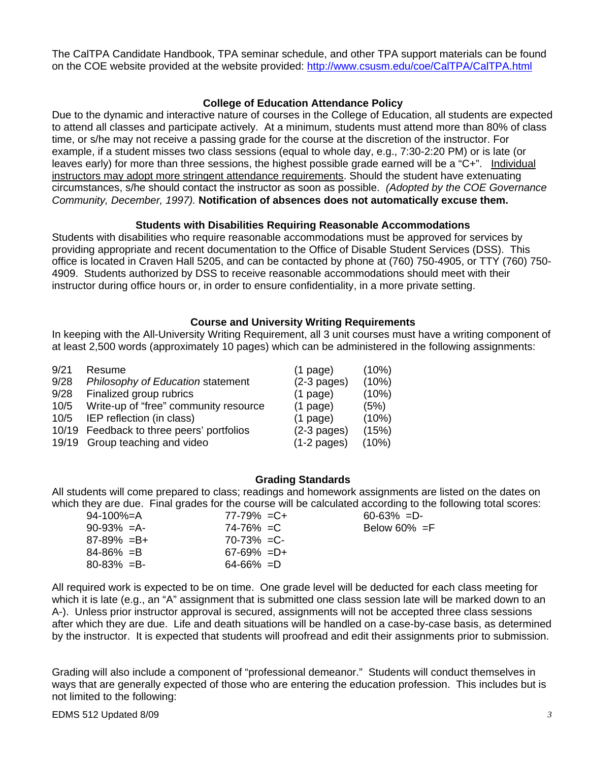The CalTPA Candidate Handbook, TPA seminar schedule, and other TPA support materials can be found on the COE website provided at the website provided: http://www.csusm.edu/coe/CalTPA/CalTPA.html

### College of Education Attendance Policy

Due to the dynamic and interactive nature of courses in the College of Education, all students are expected to attend all classes and participate actively. At a minimum, students must attend more than 80% of class time, or s/he may not receive a passing grade for the course at the discretion of the instructor. For example, if a student misses two class sessions (equal to whole day, e.g., 7:30-2:20 PM) or is late (or leaves early) for more than three sessions, the highest possible grade earned will be a "C+". Individual instructors may adopt more stringent attendance requirements. Should the student have extenuating circumstances, s/he should contact the instructor as soon as possible. *(Adopted by the COE Governance Community, December, 1997).* **Notification of absences does not automatically excuse them.**

### Students with Disabilities Requiring Reasonable Accommodations

Students with disabilities who require reasonable accommodations must be approved for services by providing appropriate and recent documentation to the Office of Disable Student Services (DSS). This office is located in Craven Hall 5205, and can be contacted by phone at (760) 750-4905, or TTY (760) 750-4909. Students authorized by DSS to receive reasonable accommodations should meet with their instructor during office hours or, in order to ensure confidentiality, in a more private setting.

### Course and University Writing Requirements

In keeping with the All-University Writing Requirement, all 3 unit courses must have a writing component of at least 2,500 words (approximately 10 pages) which can be administered in the following assignments:

| | | | |
|---|---|---|---|
| 9/21 | Resume | (1 page) | (10%) |
| 9/28 | *Philosophy of Education* statement | (2-3 pages) | (10%) |
| 9/28 | Finalized group rubrics | (1 page) | (10%) |
| 10/5 | Write-up of "free" community resource | (1 page) | (5%) |
| 10/5 | IEP reflection (in class) | (1 page) | (10%) |
| 10/19 | Feedback to three peers' portfolios | (2-3 pages) | (15%) |
| 19/19 | Group teaching and video | (1-2 pages) | (10%) |

### Grading Standards

All students will come prepared to class; readings and homework assignments are listed on the dates on which they are due. Final grades for the course will be calculated according to the following total scores:

| | | |
|---|---|---|
| 94-100%=A | 77-79% =C+ | 60-63% =D- |
| 90-93% =A- | 74-76% =C | Below 60% =F |
| 87-89% =B+ | 70-73% =C- | |
| 84-86% =B | 67-69% =D+ | |
| 80-83% =B- | 64-66% =D | |

All required work is expected to be on time. One grade level will be deducted for each class meeting for which it is late (e.g., an "A" assignment that is submitted one class session late will be marked down to an A-). Unless prior instructor approval is secured, assignments will not be accepted three class sessions after which they are due. Life and death situations will be handled on a case-by-case basis, as determined by the instructor. It is expected that students will proofread and edit their assignments prior to submission.

Grading will also include a component of "professional demeanor." Students will conduct themselves in ways that are generally expected of those who are entering the education profession. This includes but is not limited to the following: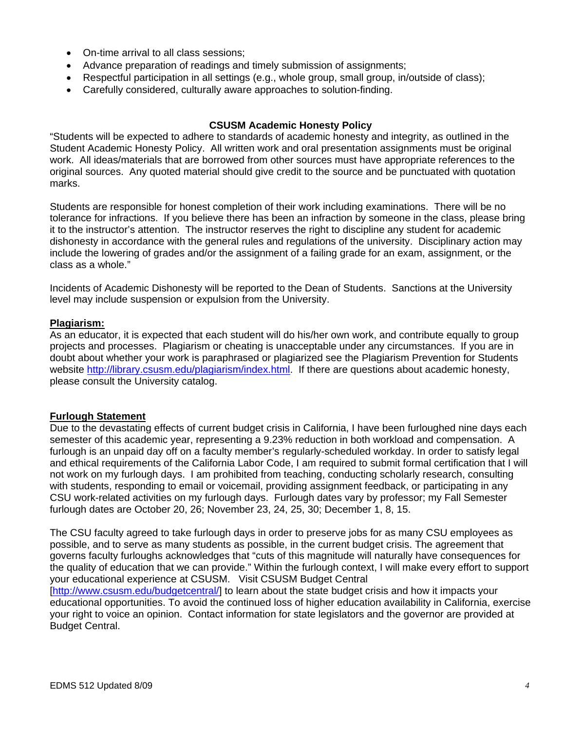- On-time arrival to all class sessions;
- Advance preparation of readings and timely submission of assignments;
- Respectful participation in all settings (e.g., whole group, small group, in/outside of class);
- Carefully considered, culturally aware approaches to solution-finding.

## CSUSM Academic Honesty Policy

"Students will be expected to adhere to standards of academic honesty and integrity, as outlined in the Student Academic Honesty Policy. All written work and oral presentation assignments must be original work. All ideas/materials that are borrowed from other sources must have appropriate references to the original sources. Any quoted material should give credit to the source and be punctuated with quotation marks.

Students are responsible for honest completion of their work including examinations. There will be no tolerance for infractions. If you believe there has been an infraction by someone in the class, please bring it to the instructor's attention. The instructor reserves the right to discipline any student for academic dishonesty in accordance with the general rules and regulations of the university. Disciplinary action may include the lowering of grades and/or the assignment of a failing grade for an exam, assignment, or the class as a whole."

Incidents of Academic Dishonesty will be reported to the Dean of Students. Sanctions at the University level may include suspension or expulsion from the University.

**Plagiarism:**

As an educator, it is expected that each student will do his/her own work, and contribute equally to group projects and processes. Plagiarism or cheating is unacceptable under any circumstances. If you are in doubt about whether your work is paraphrased or plagiarized see the Plagiarism Prevention for Students website http://library.csusm.edu/plagiarism/index.html. If there are questions about academic honesty, please consult the University catalog.

**Furlough Statement**

Due to the devastating effects of current budget crisis in California, I have been furloughed nine days each semester of this academic year, representing a 9.23% reduction in both workload and compensation. A furlough is an unpaid day off on a faculty member's regularly-scheduled workday. In order to satisfy legal and ethical requirements of the California Labor Code, I am required to submit formal certification that I will not work on my furlough days. I am prohibited from teaching, conducting scholarly research, consulting with students, responding to email or voicemail, providing assignment feedback, or participating in any CSU work-related activities on my furlough days. Furlough dates vary by professor; my Fall Semester furlough dates are October 20, 26; November 23, 24, 25, 30; December 1, 8, 15.

The CSU faculty agreed to take furlough days in order to preserve jobs for as many CSU employees as possible, and to serve as many students as possible, in the current budget crisis. The agreement that governs faculty furloughs acknowledges that "cuts of this magnitude will naturally have consequences for the quality of education that we can provide." Within the furlough context, I will make every effort to support your educational experience at CSUSM. Visit CSUSM Budget Central [http://www.csusm.edu/budgetcentral/] to learn about the state budget crisis and how it impacts your educational opportunities. To avoid the continued loss of higher education availability in California, exercise your right to voice an opinion. Contact information for state legislators and the governor are provided at Budget Central.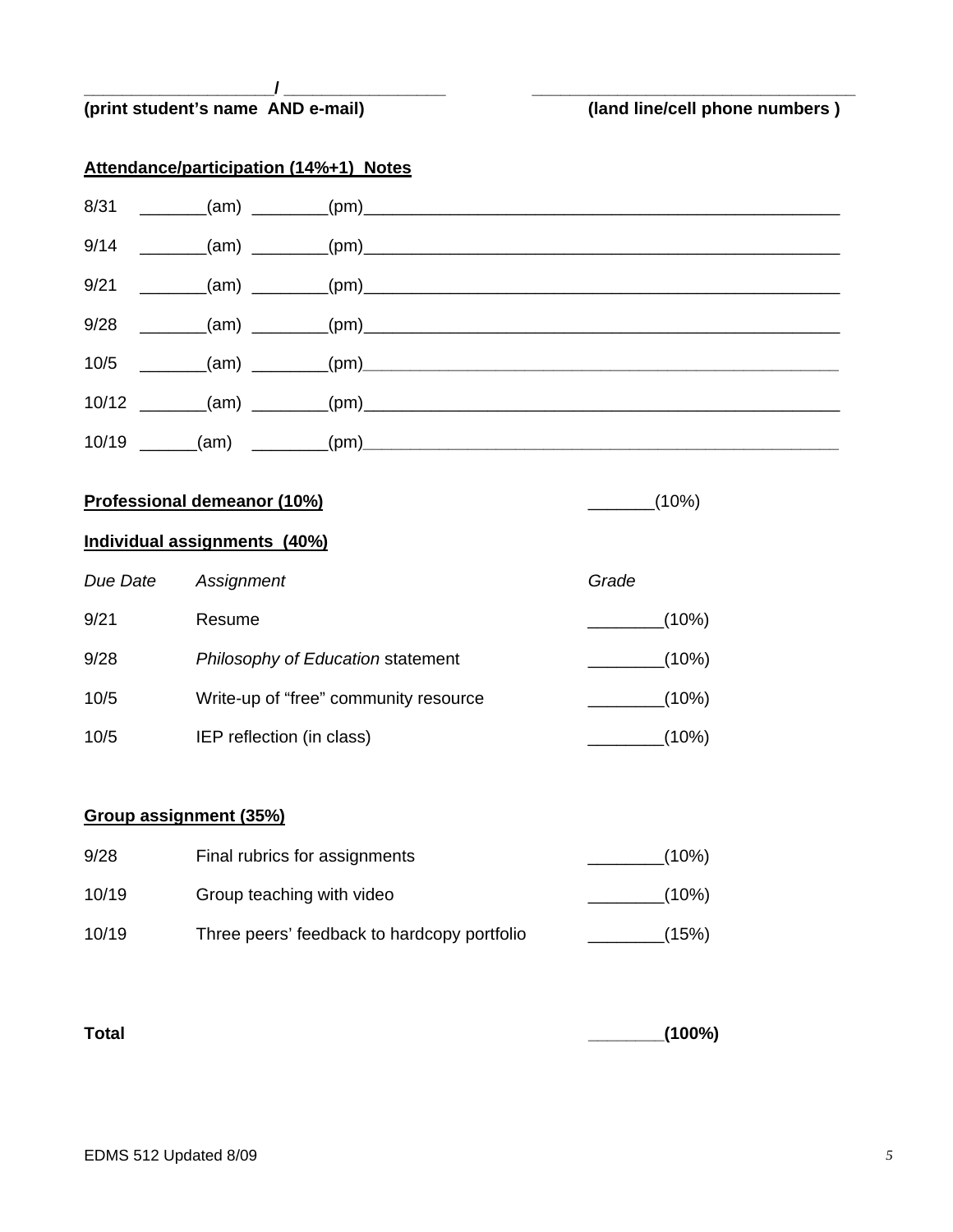____________________/ ________________ &nbsp;&nbsp;&nbsp;&nbsp;&nbsp;&nbsp;&nbsp;&nbsp; ________________________________

**(print student's name AND e-mail)** &nbsp;&nbsp;&nbsp;&nbsp;&nbsp;&nbsp;&nbsp;&nbsp; **(land line/cell phone numbers )**

**Attendance/participation (14%+1) Notes**

8/31 _______(am) ________(pm)__________________________________________________

9/14 _______(am) ________(pm)__________________________________________________

9/21 _______(am) ________(pm)__________________________________________________

9/28 _______(am) ________(pm)__________________________________________________

10/5 _______(am) ________(pm)__________________________________________________

10/12 _______(am) ________(pm)__________________________________________________

10/19 ______(am) ________(pm)__________________________________________________

**Professional demeanor (10%)** &nbsp;&nbsp;&nbsp;&nbsp;&nbsp;&nbsp;&nbsp;&nbsp; _______(10%)

**Individual assignments (40%)**

| *Due Date* | *Assignment* | *Grade* |
|---|---|---|
| 9/21 | Resume | ________(10%) |
| 9/28 | *Philosophy of Education* statement | ________(10%) |
| 10/5 | Write-up of "free" community resource | ________(10%) |
| 10/5 | IEP reflection (in class) | ________(10%) |

**Group assignment (35%)**

| | | |
|---|---|---|
| 9/28 | Final rubrics for assignments | ________(10%) |
| 10/19 | Group teaching with video | ________(10%) |
| 10/19 | Three peers' feedback to hardcopy portfolio | ________(15%) |

**Total** &nbsp;&nbsp;&nbsp;&nbsp;&nbsp;&nbsp;&nbsp;&nbsp; **________(100%)**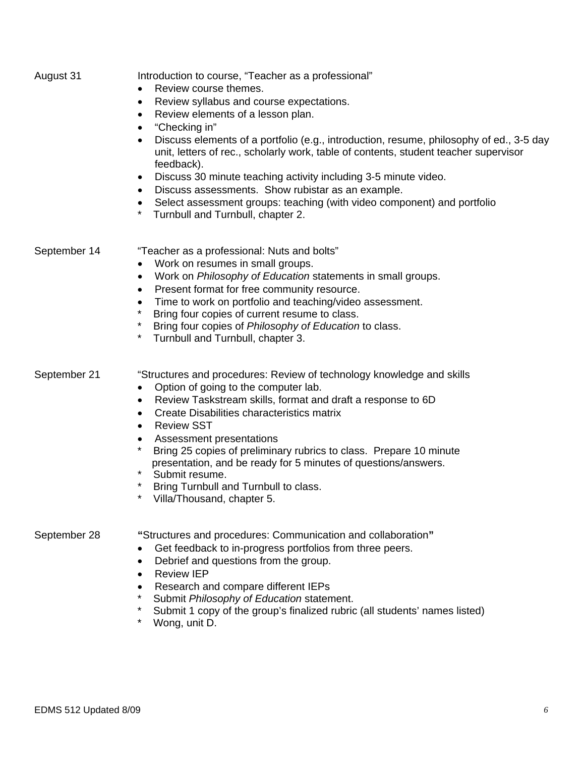**August 31**

Introduction to course, "Teacher as a professional"

- Review course themes.
- Review syllabus and course expectations.
- Review elements of a lesson plan.
- "Checking in"
- Discuss elements of a portfolio (e.g., introduction, resume, philosophy of ed., 3-5 day unit, letters of rec., scholarly work, table of contents, student teacher supervisor feedback).
- Discuss 30 minute teaching activity including 3-5 minute video.
- Discuss assessments. Show rubistar as an example.
- Select assessment groups: teaching (with video component) and portfolio

\* Turnbull and Turnbull, chapter 2.

**September 14**

"Teacher as a professional: Nuts and bolts"

- Work on resumes in small groups.
- Work on *Philosophy of Education* statements in small groups.
- Present format for free community resource.
- Time to work on portfolio and teaching/video assessment.

\* Bring four copies of current resume to class.
\* Bring four copies of *Philosophy of Education* to class.
\* Turnbull and Turnbull, chapter 3.

**September 21**

"Structures and procedures: Review of technology knowledge and skills

- Option of going to the computer lab.
- Review Taskstream skills, format and draft a response to 6D
- Create Disabilities characteristics matrix
- Review SST
- Assessment presentations

\* Bring 25 copies of preliminary rubrics to class. Prepare 10 minute presentation, and be ready for 5 minutes of questions/answers.
\* Submit resume.
\* Bring Turnbull and Turnbull to class.
\* Villa/Thousand, chapter 5.

**September 28**

**"**Structures and procedures: Communication and collaboration**"**

- Get feedback to in-progress portfolios from three peers.
- Debrief and questions from the group.
- Review IEP
- Research and compare different IEPs

\* Submit *Philosophy of Education* statement.
\* Submit 1 copy of the group's finalized rubric (all students' names listed)
\* Wong, unit D.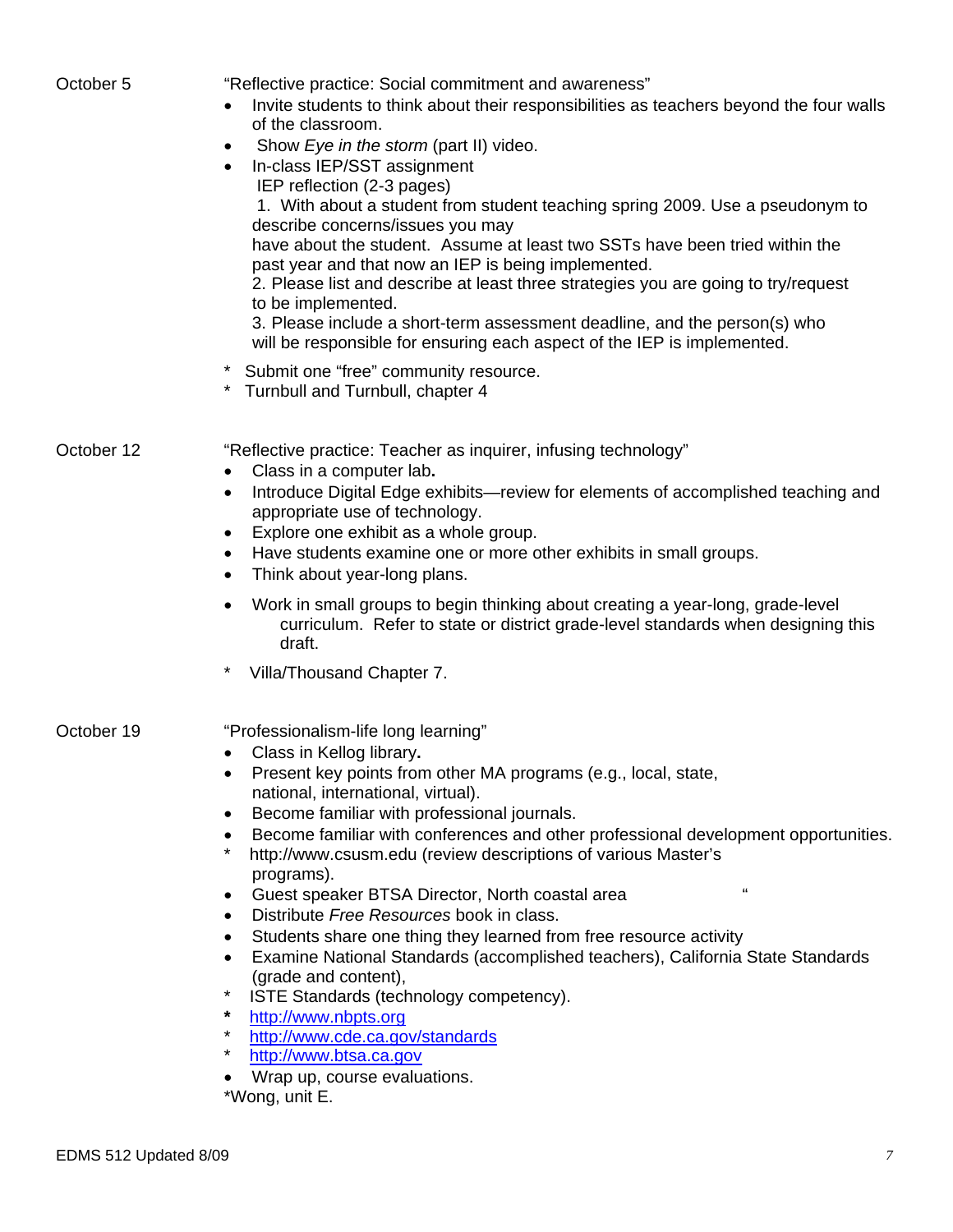October 5

"Reflective practice: Social commitment and awareness"

- Invite students to think about their responsibilities as teachers beyond the four walls of the classroom.
- Show *Eye in the storm* (part II) video.
- In-class IEP/SST assignment
  IEP reflection (2-3 pages)
  1. With about a student from student teaching spring 2009. Use a pseudonym to describe concerns/issues you may have about the student. Assume at least two SSTs have been tried within the past year and that now an IEP is being implemented.
  2. Please list and describe at least three strategies you are going to try/request to be implemented.
  3. Please include a short-term assessment deadline, and the person(s) who will be responsible for ensuring each aspect of the IEP is implemented.

\* Submit one "free" community resource.
\* Turnbull and Turnbull, chapter 4

October 12

"Reflective practice: Teacher as inquirer, infusing technology"

- Class in a computer lab**.**
- Introduce Digital Edge exhibits—review for elements of accomplished teaching and appropriate use of technology.
- Explore one exhibit as a whole group.
- Have students examine one or more other exhibits in small groups.
- Think about year-long plans.
- Work in small groups to begin thinking about creating a year-long, grade-level curriculum. Refer to state or district grade-level standards when designing this draft.

\* Villa/Thousand Chapter 7.

October 19

"Professionalism-life long learning"

- Class in Kellog library**.**
- Present key points from other MA programs (e.g., local, state, national, international, virtual).
- Become familiar with professional journals.
- Become familiar with conferences and other professional development opportunities.

\* http://www.csusm.edu (review descriptions of various Master's programs).

- Guest speaker BTSA Director, North coastal area "
- Distribute *Free Resources* book in class.
- Students share one thing they learned from free resource activity
- Examine National Standards (accomplished teachers), California State Standards (grade and content),

\* ISTE Standards (technology competency).
**\*** http://www.nbpts.org
\* http://www.cde.ca.gov/standards
\* http://www.btsa.ca.gov

- Wrap up, course evaluations.

\*Wong, unit E.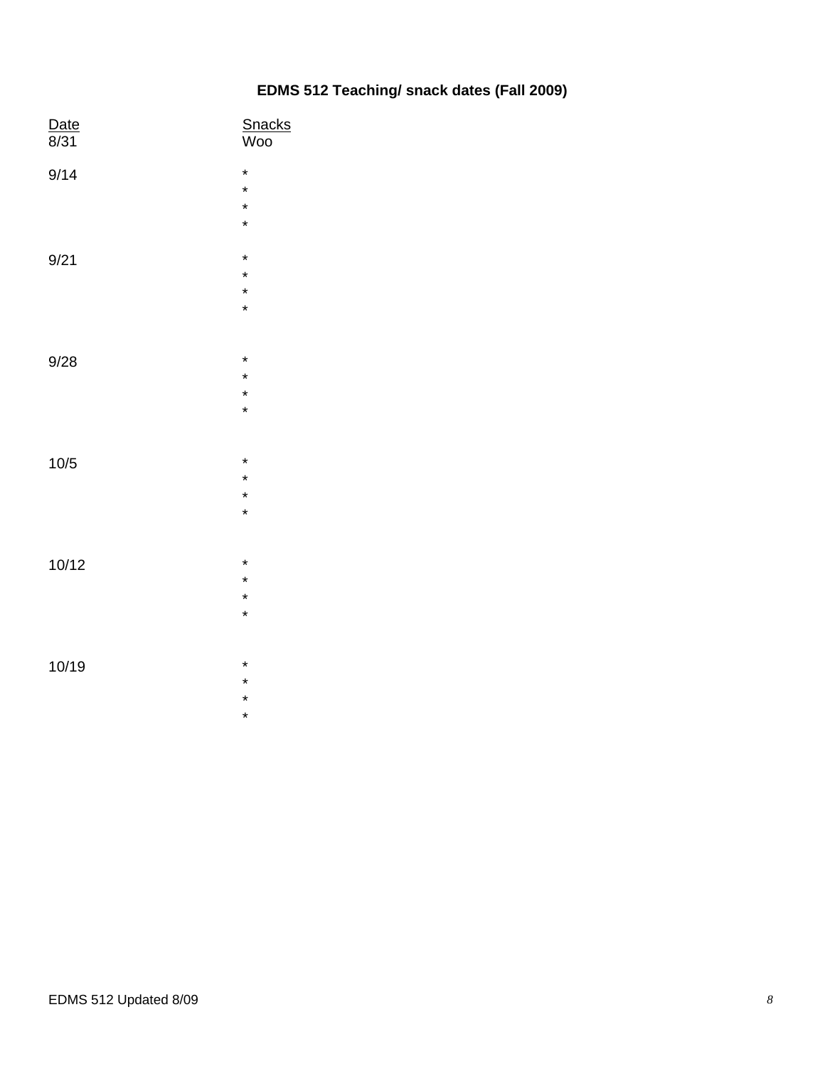**EDMS 512 Teaching/ snack dates (Fall 2009)**

| Date | Snacks |
|---|---|
| 8/31 | Woo |
| 9/14 | * |
| | * |
| | * |
| | * |
| 9/21 | * |
| | * |
| | * |
| | * |
| 9/28 | * |
| | * |
| | * |
| | * |
| 10/5 | * |
| | * |
| | * |
| | * |
| 10/12 | * |
| | * |
| | * |
| | * |
| 10/19 | * |
| | * |
| | * |
| | * |

EDMS 512 Updated 8/09